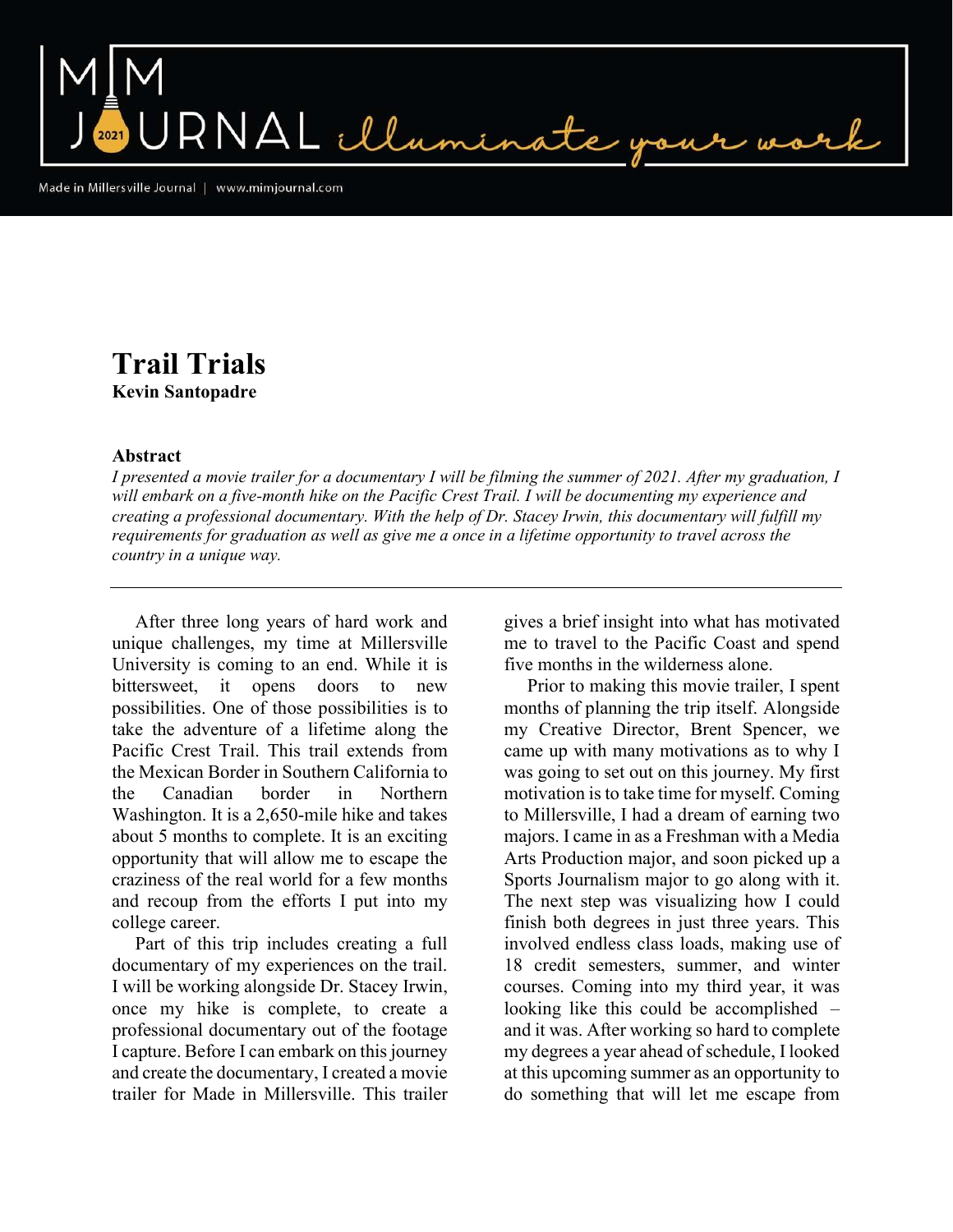# Trail Trials

**Kevin Santopadre**

### Abstract

*I presented a movie trailer for a documentary I will be filming the summer of 2021. After my graduation, I will embark on a five-month hike on the Pacific Crest Trail. I will be documenting my experience and creating a professional documentary. With the help of Dr. Stacey Irwin, this documentary will fulfill my requirements for graduation as well as give me a once in a lifetime opportunity to travel across the country in a unique way.*

---

After three long years of hard work and unique challenges, my time at Millersville University is coming to an end. While it is bittersweet, it opens doors to new possibilities. One of those possibilities is to take the adventure of a lifetime along the Pacific Crest Trail. This trail extends from the Mexican Border in Southern California to the Canadian border in Northern Washington. It is a 2,650-mile hike and takes about 5 months to complete. It is an exciting opportunity that will allow me to escape the craziness of the real world for a few months and recoup from the efforts I put into my college career.

Part of this trip includes creating a full documentary of my experiences on the trail. I will be working alongside Dr. Stacey Irwin, once my hike is complete, to create a professional documentary out of the footage I capture. Before I can embark on this journey and create the documentary, I created a movie trailer for Made in Millersville. This trailer gives a brief insight into what has motivated me to travel to the Pacific Coast and spend five months in the wilderness alone.

Prior to making this movie trailer, I spent months of planning the trip itself. Alongside my Creative Director, Brent Spencer, we came up with many motivations as to why I was going to set out on this journey. My first motivation is to take time for myself. Coming to Millersville, I had a dream of earning two majors. I came in as a Freshman with a Media Arts Production major, and soon picked up a Sports Journalism major to go along with it. The next step was visualizing how I could finish both degrees in just three years. This involved endless class loads, making use of 18 credit semesters, summer, and winter courses. Coming into my third year, it was looking like this could be accomplished – and it was. After working so hard to complete my degrees a year ahead of schedule, I looked at this upcoming summer as an opportunity to do something that will let me escape from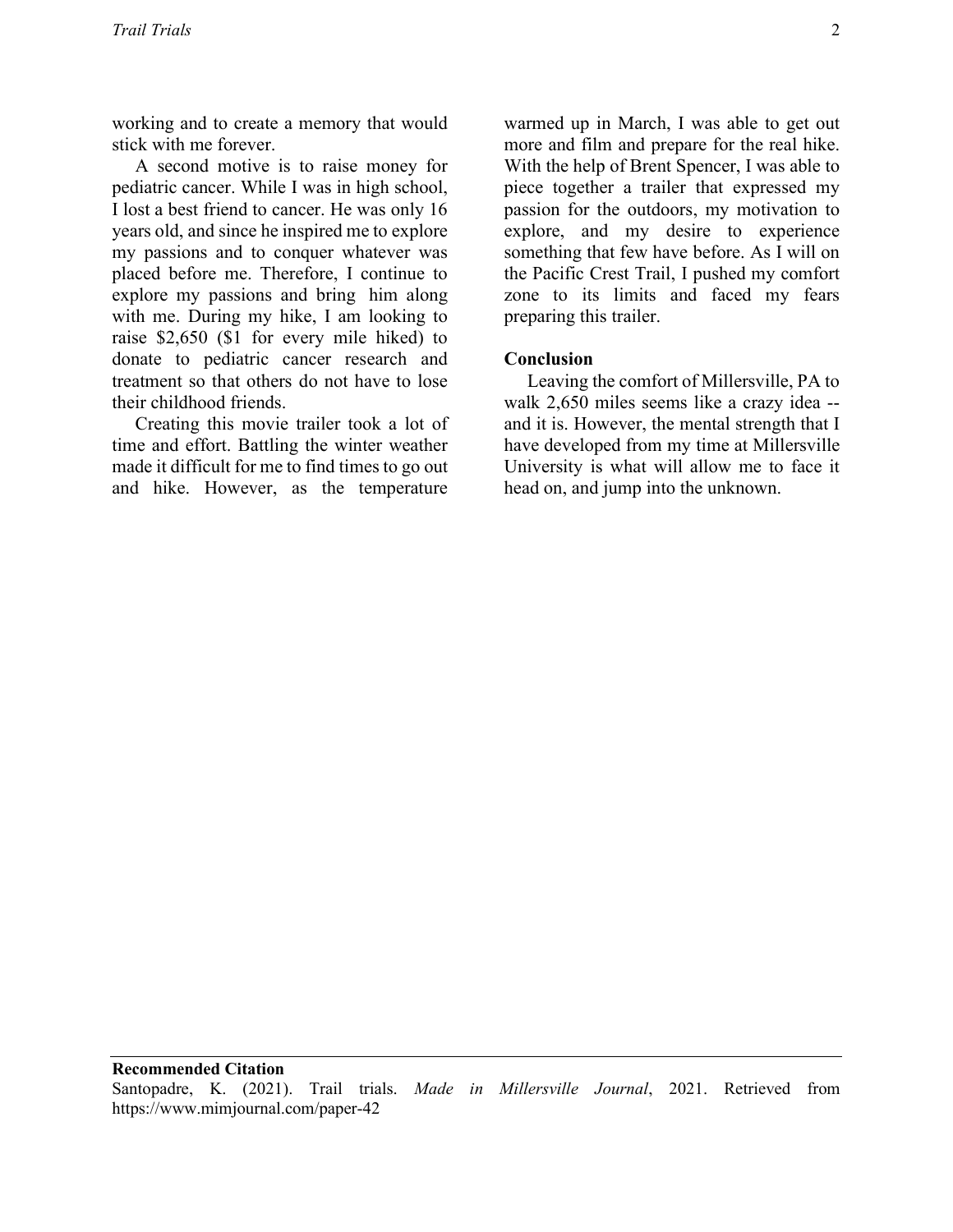working and to create a memory that would stick with me forever.

A second motive is to raise money for pediatric cancer. While I was in high school, I lost a best friend to cancer. He was only 16 years old, and since he inspired me to explore my passions and to conquer whatever was placed before me. Therefore, I continue to explore my passions and bring him along with me. During my hike, I am looking to raise $2,650 ($1 for every mile hiked) to donate to pediatric cancer research and treatment so that others do not have to lose their childhood friends.

Creating this movie trailer took a lot of time and effort. Battling the winter weather made it difficult for me to find times to go out and hike. However, as the temperature warmed up in March, I was able to get out more and film and prepare for the real hike. With the help of Brent Spencer, I was able to piece together a trailer that expressed my passion for the outdoors, my motivation to explore, and my desire to experience something that few have before. As I will on the Pacific Crest Trail, I pushed my comfort zone to its limits and faced my fears preparing this trailer.

## Conclusion

Leaving the comfort of Millersville, PA to walk 2,650 miles seems like a crazy idea -- and it is. However, the mental strength that I have developed from my time at Millersville University is what will allow me to face it head on, and jump into the unknown.

---

**Recommended Citation**

Santopadre, K. (2021). Trail trials. *Made in Millersville Journal*, 2021. Retrieved from https://www.mimjournal.com/paper-42